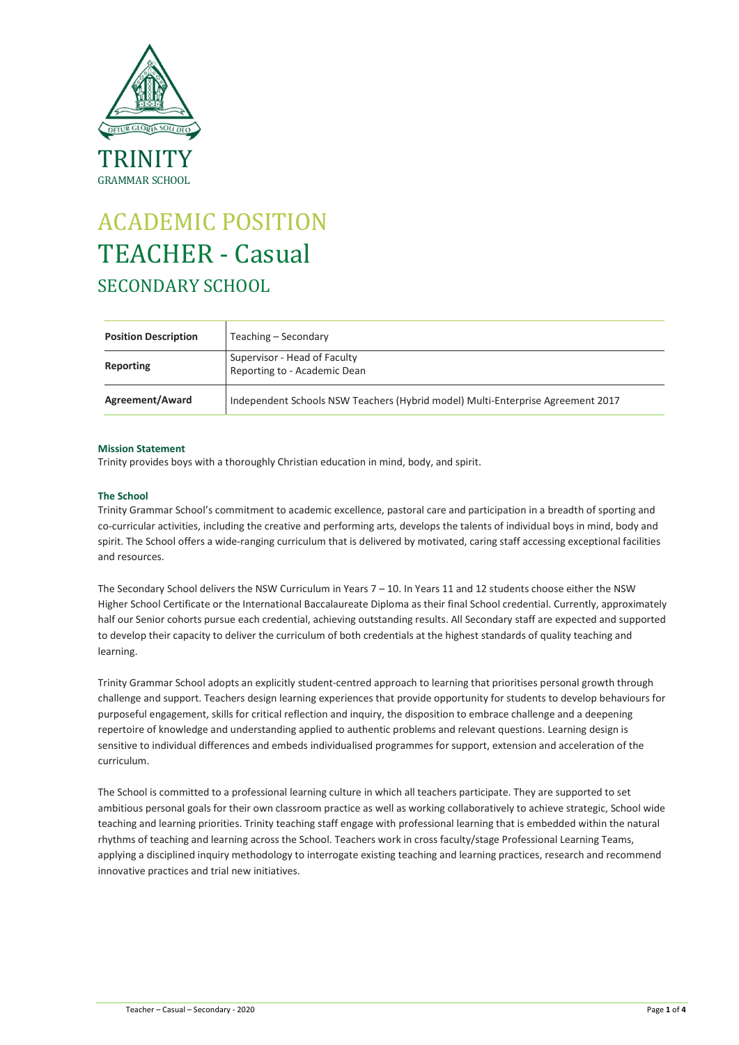TRINITY
GRAMMAR SCHOOL

# ACADEMIC POSITION
# TEACHER - Casual
## SECONDARY SCHOOL

| **Position Description** | Teaching – Secondary |
|---|---|
| **Reporting** | Supervisor - Head of Faculty<br>Reporting to - Academic Dean |
| **Agreement/Award** | Independent Schools NSW Teachers (Hybrid model) Multi-Enterprise Agreement 2017 |

### Mission Statement

Trinity provides boys with a thoroughly Christian education in mind, body, and spirit.

### The School

Trinity Grammar School's commitment to academic excellence, pastoral care and participation in a breadth of sporting and co-curricular activities, including the creative and performing arts, develops the talents of individual boys in mind, body and spirit. The School offers a wide-ranging curriculum that is delivered by motivated, caring staff accessing exceptional facilities and resources.

The Secondary School delivers the NSW Curriculum in Years 7 – 10. In Years 11 and 12 students choose either the NSW Higher School Certificate or the International Baccalaureate Diploma as their final School credential. Currently, approximately half our Senior cohorts pursue each credential, achieving outstanding results. All Secondary staff are expected and supported to develop their capacity to deliver the curriculum of both credentials at the highest standards of quality teaching and learning.

Trinity Grammar School adopts an explicitly student-centred approach to learning that prioritises personal growth through challenge and support. Teachers design learning experiences that provide opportunity for students to develop behaviours for purposeful engagement, skills for critical reflection and inquiry, the disposition to embrace challenge and a deepening repertoire of knowledge and understanding applied to authentic problems and relevant questions. Learning design is sensitive to individual differences and embeds individualised programmes for support, extension and acceleration of the curriculum.

The School is committed to a professional learning culture in which all teachers participate. They are supported to set ambitious personal goals for their own classroom practice as well as working collaboratively to achieve strategic, School wide teaching and learning priorities. Trinity teaching staff engage with professional learning that is embedded within the natural rhythms of teaching and learning across the School. Teachers work in cross faculty/stage Professional Learning Teams, applying a disciplined inquiry methodology to interrogate existing teaching and learning practices, research and recommend innovative practices and trial new initiatives.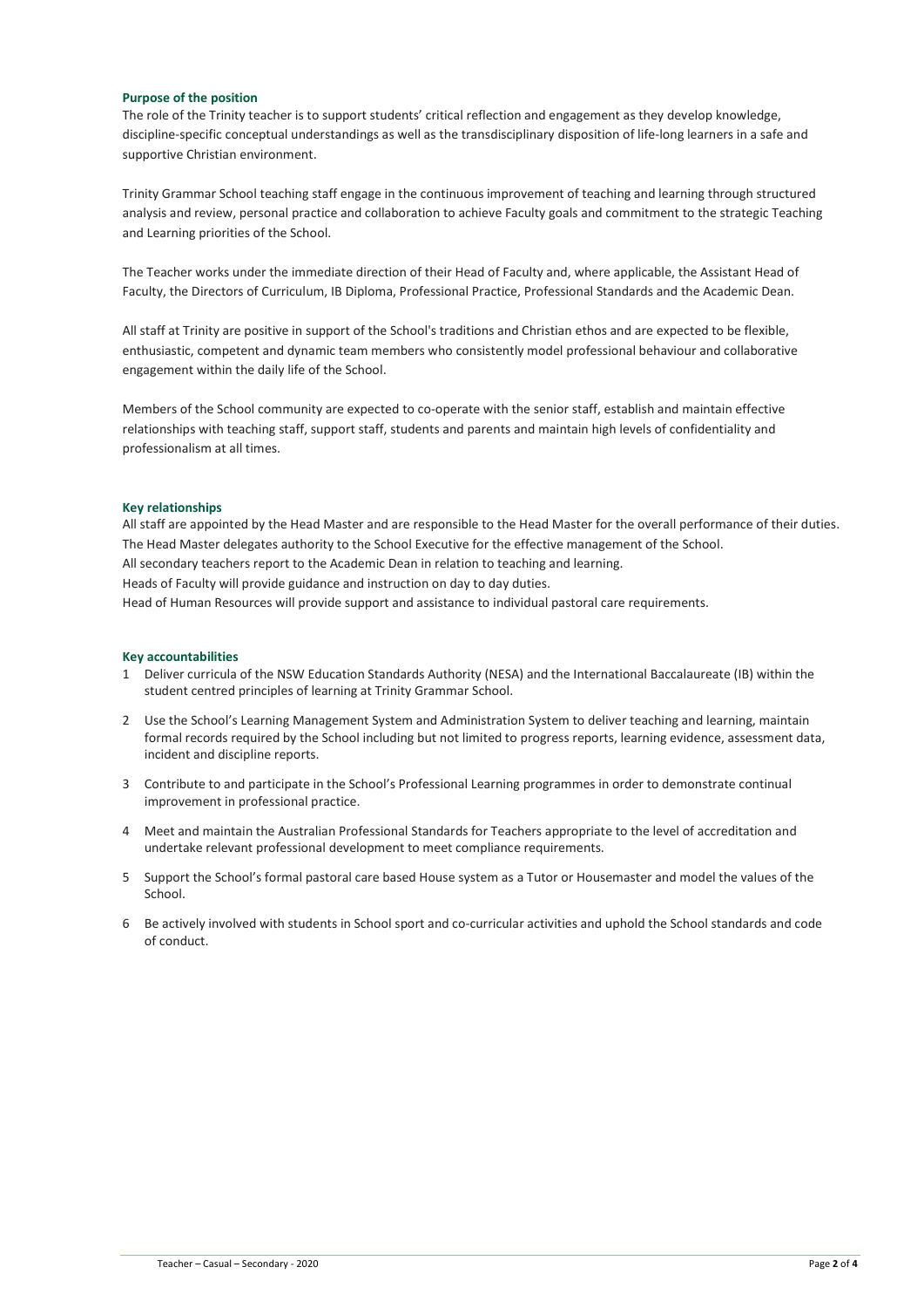## Purpose of the position

The role of the Trinity teacher is to support students' critical reflection and engagement as they develop knowledge, discipline-specific conceptual understandings as well as the transdisciplinary disposition of life-long learners in a safe and supportive Christian environment.

Trinity Grammar School teaching staff engage in the continuous improvement of teaching and learning through structured analysis and review, personal practice and collaboration to achieve Faculty goals and commitment to the strategic Teaching and Learning priorities of the School.

The Teacher works under the immediate direction of their Head of Faculty and, where applicable, the Assistant Head of Faculty, the Directors of Curriculum, IB Diploma, Professional Practice, Professional Standards and the Academic Dean.

All staff at Trinity are positive in support of the School's traditions and Christian ethos and are expected to be flexible, enthusiastic, competent and dynamic team members who consistently model professional behaviour and collaborative engagement within the daily life of the School.

Members of the School community are expected to co-operate with the senior staff, establish and maintain effective relationships with teaching staff, support staff, students and parents and maintain high levels of confidentiality and professionalism at all times.

## Key relationships

All staff are appointed by the Head Master and are responsible to the Head Master for the overall performance of their duties.
The Head Master delegates authority to the School Executive for the effective management of the School.
All secondary teachers report to the Academic Dean in relation to teaching and learning.
Heads of Faculty will provide guidance and instruction on day to day duties.
Head of Human Resources will provide support and assistance to individual pastoral care requirements.

## Key accountabilities

1. Deliver curricula of the NSW Education Standards Authority (NESA) and the International Baccalaureate (IB) within the student centred principles of learning at Trinity Grammar School.
2. Use the School's Learning Management System and Administration System to deliver teaching and learning, maintain formal records required by the School including but not limited to progress reports, learning evidence, assessment data, incident and discipline reports.
3. Contribute to and participate in the School's Professional Learning programmes in order to demonstrate continual improvement in professional practice.
4. Meet and maintain the Australian Professional Standards for Teachers appropriate to the level of accreditation and undertake relevant professional development to meet compliance requirements.
5. Support the School's formal pastoral care based House system as a Tutor or Housemaster and model the values of the School.
6. Be actively involved with students in School sport and co-curricular activities and uphold the School standards and code of conduct.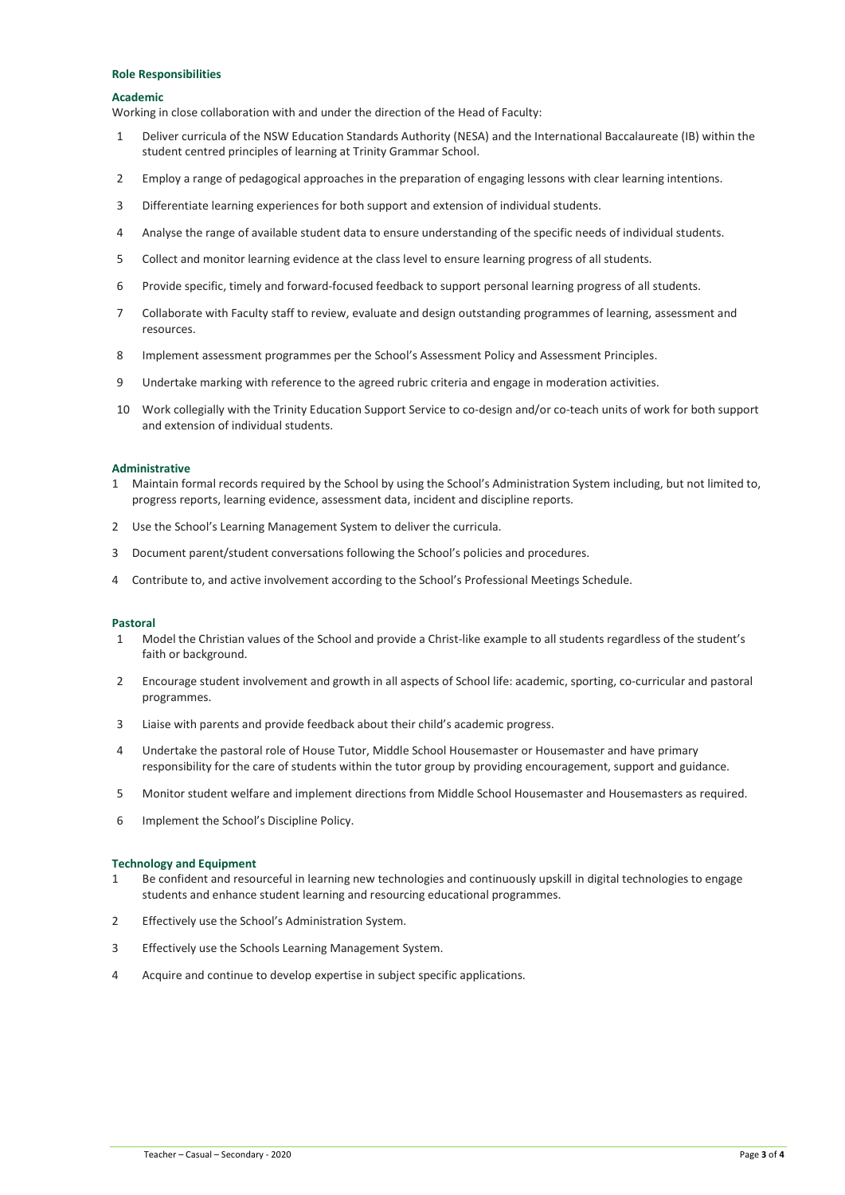## Role Responsibilities

### Academic

Working in close collaboration with and under the direction of the Head of Faculty:

1. Deliver curricula of the NSW Education Standards Authority (NESA) and the International Baccalaureate (IB) within the student centred principles of learning at Trinity Grammar School.
2. Employ a range of pedagogical approaches in the preparation of engaging lessons with clear learning intentions.
3. Differentiate learning experiences for both support and extension of individual students.
4. Analyse the range of available student data to ensure understanding of the specific needs of individual students.
5. Collect and monitor learning evidence at the class level to ensure learning progress of all students.
6. Provide specific, timely and forward-focused feedback to support personal learning progress of all students.
7. Collaborate with Faculty staff to review, evaluate and design outstanding programmes of learning, assessment and resources.
8. Implement assessment programmes per the School's Assessment Policy and Assessment Principles.
9. Undertake marking with reference to the agreed rubric criteria and engage in moderation activities.
10. Work collegially with the Trinity Education Support Service to co-design and/or co-teach units of work for both support and extension of individual students.

### Administrative

1. Maintain formal records required by the School by using the School's Administration System including, but not limited to, progress reports, learning evidence, assessment data, incident and discipline reports.
2. Use the School's Learning Management System to deliver the curricula.
3. Document parent/student conversations following the School's policies and procedures.
4. Contribute to, and active involvement according to the School's Professional Meetings Schedule.

### Pastoral

1. Model the Christian values of the School and provide a Christ-like example to all students regardless of the student's faith or background.
2. Encourage student involvement and growth in all aspects of School life: academic, sporting, co-curricular and pastoral programmes.
3. Liaise with parents and provide feedback about their child's academic progress.
4. Undertake the pastoral role of House Tutor, Middle School Housemaster or Housemaster and have primary responsibility for the care of students within the tutor group by providing encouragement, support and guidance.
5. Monitor student welfare and implement directions from Middle School Housemaster and Housemasters as required.
6. Implement the School's Discipline Policy.

### Technology and Equipment

1. Be confident and resourceful in learning new technologies and continuously upskill in digital technologies to engage students and enhance student learning and resourcing educational programmes.
2. Effectively use the School's Administration System.
3. Effectively use the Schools Learning Management System.
4. Acquire and continue to develop expertise in subject specific applications.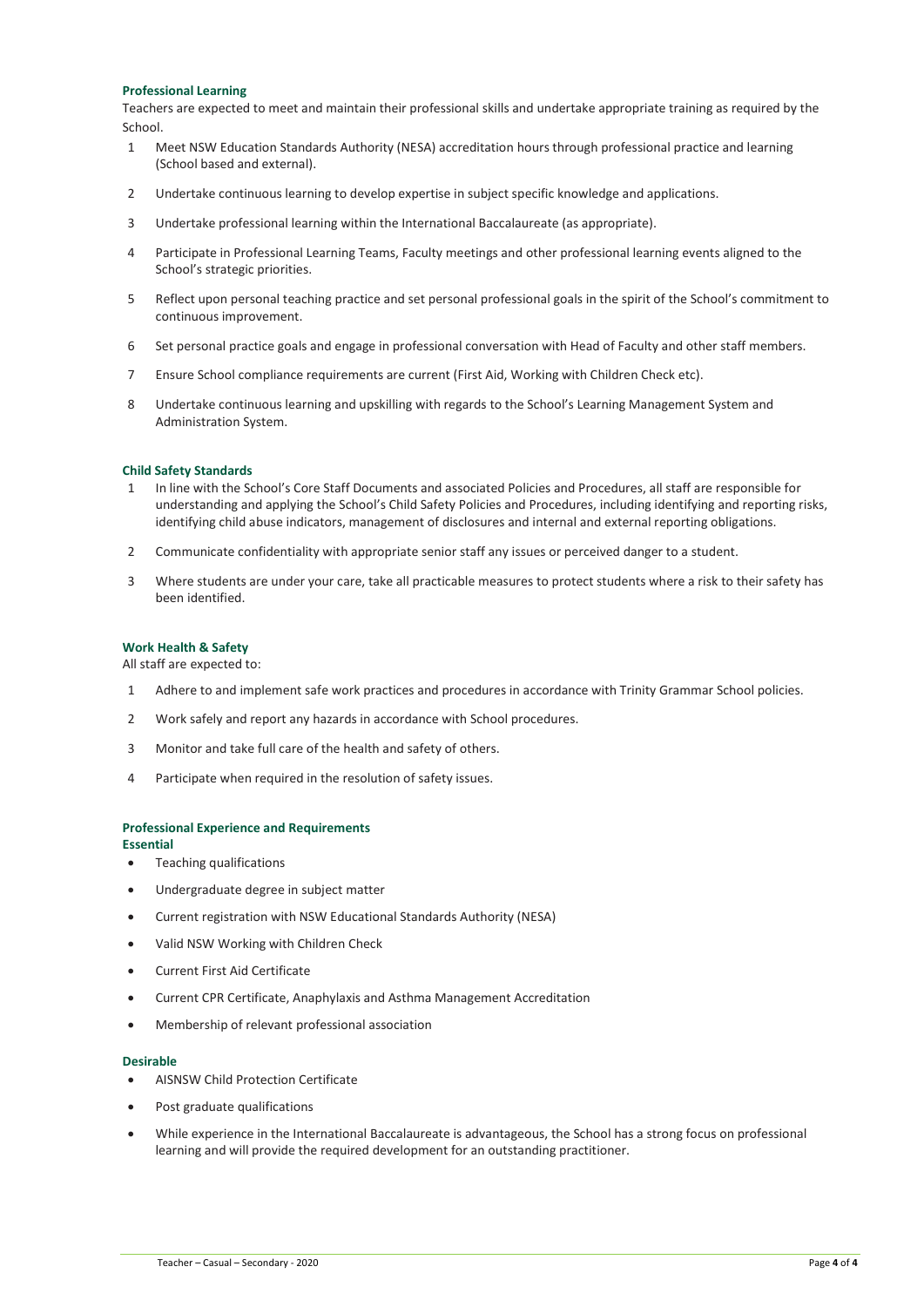### Professional Learning

Teachers are expected to meet and maintain their professional skills and undertake appropriate training as required by the School.

1. Meet NSW Education Standards Authority (NESA) accreditation hours through professional practice and learning (School based and external).
2. Undertake continuous learning to develop expertise in subject specific knowledge and applications.
3. Undertake professional learning within the International Baccalaureate (as appropriate).
4. Participate in Professional Learning Teams, Faculty meetings and other professional learning events aligned to the School's strategic priorities.
5. Reflect upon personal teaching practice and set personal professional goals in the spirit of the School's commitment to continuous improvement.
6. Set personal practice goals and engage in professional conversation with Head of Faculty and other staff members.
7. Ensure School compliance requirements are current (First Aid, Working with Children Check etc).
8. Undertake continuous learning and upskilling with regards to the School's Learning Management System and Administration System.

### Child Safety Standards

1. In line with the School's Core Staff Documents and associated Policies and Procedures, all staff are responsible for understanding and applying the School's Child Safety Policies and Procedures, including identifying and reporting risks, identifying child abuse indicators, management of disclosures and internal and external reporting obligations.
2. Communicate confidentiality with appropriate senior staff any issues or perceived danger to a student.
3. Where students are under your care, take all practicable measures to protect students where a risk to their safety has been identified.

### Work Health & Safety

All staff are expected to:

1. Adhere to and implement safe work practices and procedures in accordance with Trinity Grammar School policies.
2. Work safely and report any hazards in accordance with School procedures.
3. Monitor and take full care of the health and safety of others.
4. Participate when required in the resolution of safety issues.

### Professional Experience and Requirements

**Essential**

- Teaching qualifications
- Undergraduate degree in subject matter
- Current registration with NSW Educational Standards Authority (NESA)
- Valid NSW Working with Children Check
- Current First Aid Certificate
- Current CPR Certificate, Anaphylaxis and Asthma Management Accreditation
- Membership of relevant professional association

**Desirable**

- AISNSW Child Protection Certificate
- Post graduate qualifications
- While experience in the International Baccalaureate is advantageous, the School has a strong focus on professional learning and will provide the required development for an outstanding practitioner.